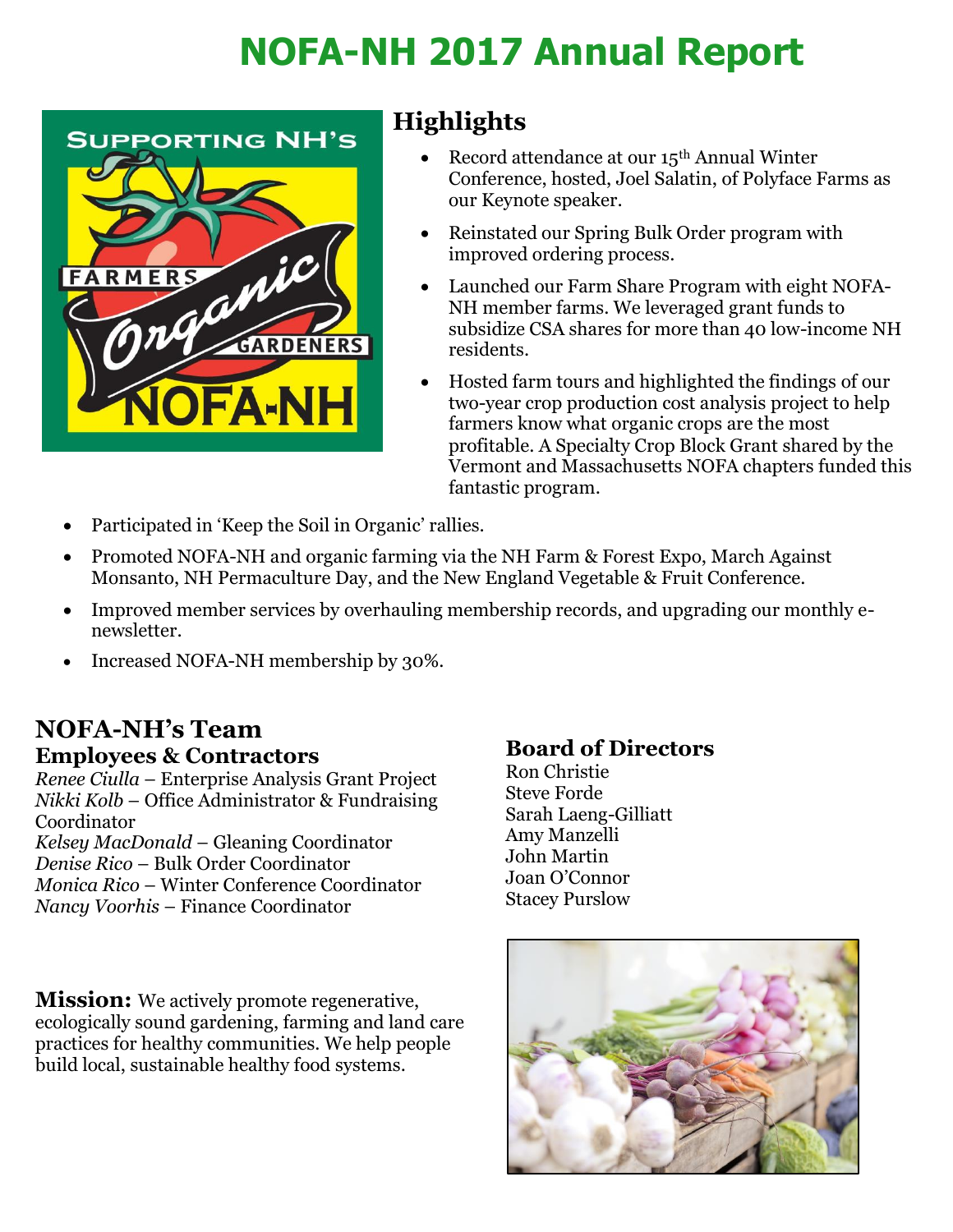# NOFA-NH 2017 Annual Report

## Highlights

- Record attendance at our 15th Annual Winter Conference, hosted, Joel Salatin, of Polyface Farms as our Keynote speaker.
- Reinstated our Spring Bulk Order program with improved ordering process.
- Launched our Farm Share Program with eight NOFA-NH member farms. We leveraged grant funds to subsidize CSA shares for more than 40 low-income NH residents.
- Hosted farm tours and highlighted the findings of our two-year crop production cost analysis project to help farmers know what organic crops are the most profitable. A Specialty Crop Block Grant shared by the Vermont and Massachusetts NOFA chapters funded this fantastic program.
- Participated in 'Keep the Soil in Organic' rallies.
- Promoted NOFA-NH and organic farming via the NH Farm & Forest Expo, March Against Monsanto, NH Permaculture Day, and the New England Vegetable & Fruit Conference.
- Improved member services by overhauling membership records, and upgrading our monthly e-newsletter.
- Increased NOFA-NH membership by 30%.

## NOFA-NH's Team

### Employees & Contractors

*Renee Ciulla* – Enterprise Analysis Grant Project
*Nikki Kolb* – Office Administrator & Fundraising Coordinator
*Kelsey MacDonald* – Gleaning Coordinator
*Denise Rico* – Bulk Order Coordinator
*Monica Rico* – Winter Conference Coordinator
*Nancy Voorhis* – Finance Coordinator

### Board of Directors

Ron Christie
Steve Forde
Sarah Laeng-Gilliatt
Amy Manzelli
John Martin
Joan O'Connor
Stacey Purslow

**Mission:** We actively promote regenerative, ecologically sound gardening, farming and land care practices for healthy communities. We help people build local, sustainable healthy food systems.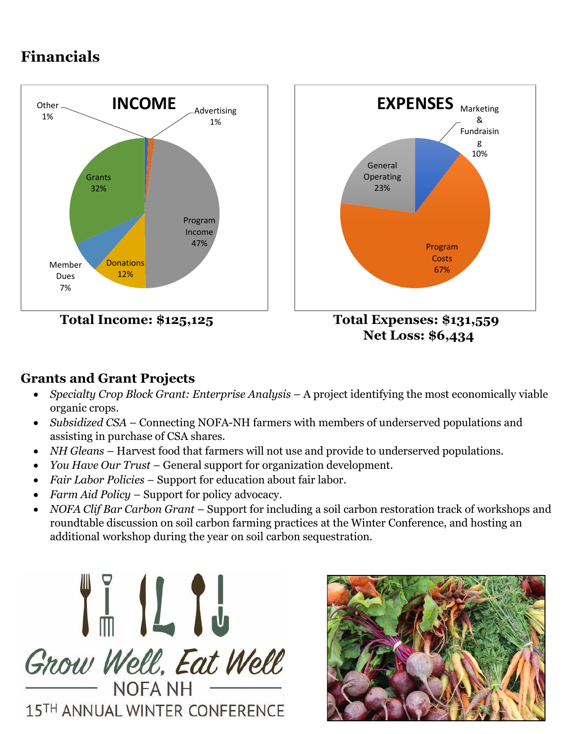## Financials

INCOME

Other 1%

Advertising 1%

Grants 32%

Program Income 47%

Member Dues 7%

Donations 12%

**Total Income: $125,125**

EXPENSES

Marketing & Fundraising 10%

General Operating 23%

Program Costs 67%

**Total Expenses: $131,559**
**Net Loss: $6,434**

## Grants and Grant Projects

- *Specialty Crop Block Grant: Enterprise Analysis* – A project identifying the most economically viable organic crops.
- *Subsidized CSA* – Connecting NOFA-NH farmers with members of underserved populations and assisting in purchase of CSA shares.
- *NH Gleans* – Harvest food that farmers will not use and provide to underserved populations.
- *You Have Our Trust* – General support for organization development.
- *Fair Labor Policies* – Support for education about fair labor.
- *Farm Aid Policy* – Support for policy advocacy.
- *NOFA Clif Bar Carbon Grant* – Support for including a soil carbon restoration track of workshops and roundtable discussion on soil carbon farming practices at the Winter Conference, and hosting an additional workshop during the year on soil carbon sequestration.

Grow Well, Eat Well

NOFA NH

15TH ANNUAL WINTER CONFERENCE